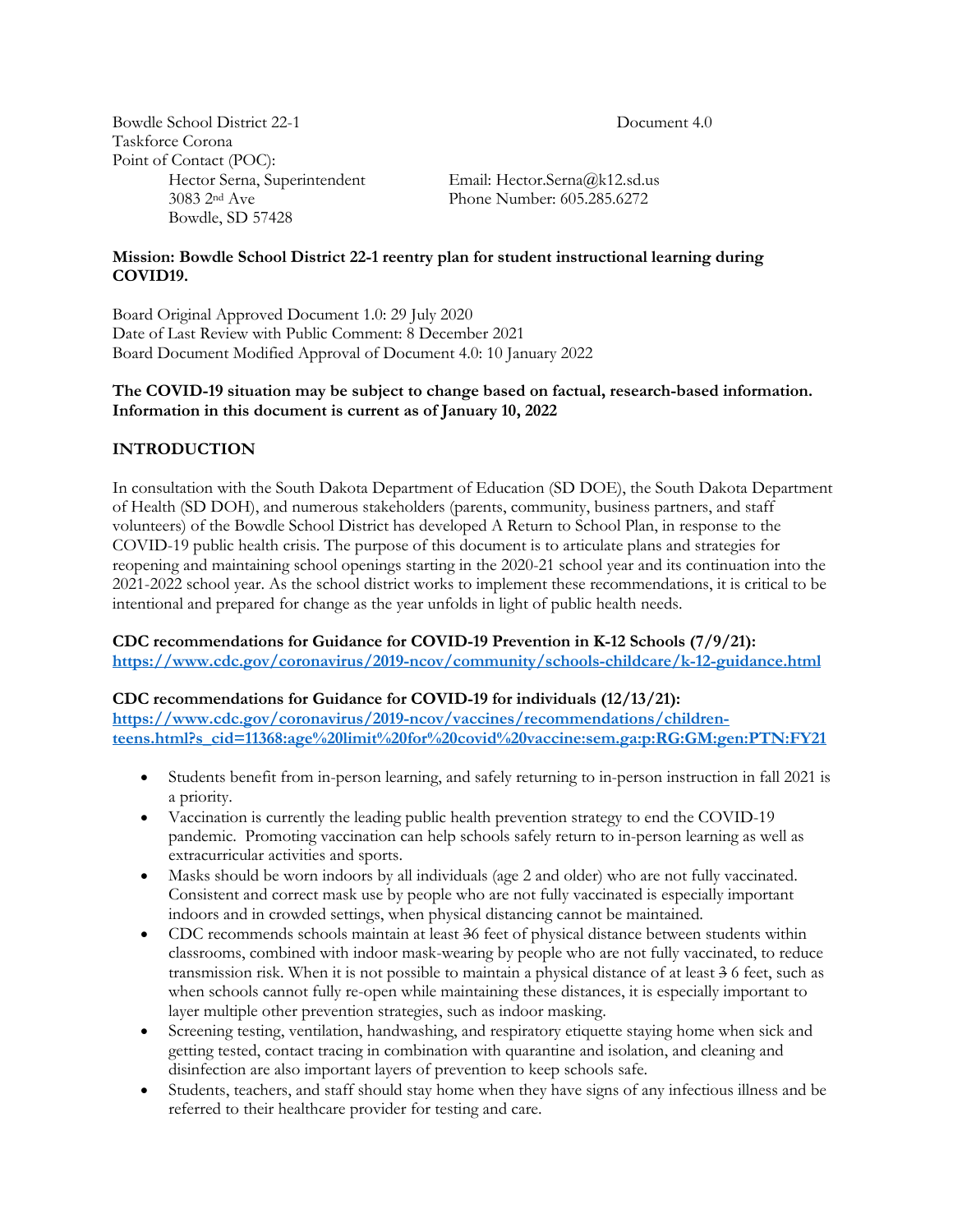Bowdle School District 22-1 Document 4.0

Taskforce Corona

Point of Contact (POC):

Hector Serna, Superintendent Email: Hector.Serna@k12.sd.us

3083 2nd Ave Phone Number: 605.285.6272

Bowdle, SD 57428

**Mission: Bowdle School District 22-1 reentry plan for student instructional learning during COVID19.**

Board Original Approved Document 1.0: 29 July 2020

Date of Last Review with Public Comment: 8 December 2021

Board Document Modified Approval of Document 4.0: 10 January 2022

**The COVID-19 situation may be subject to change based on factual, research-based information. Information in this document is current as of January 10, 2022**

## INTRODUCTION

In consultation with the South Dakota Department of Education (SD DOE), the South Dakota Department of Health (SD DOH), and numerous stakeholders (parents, community, business partners, and staff volunteers) of the Bowdle School District has developed A Return to School Plan, in response to the COVID-19 public health crisis. The purpose of this document is to articulate plans and strategies for reopening and maintaining school openings starting in the 2020-21 school year and its continuation into the 2021-2022 school year. As the school district works to implement these recommendations, it is critical to be intentional and prepared for change as the year unfolds in light of public health needs.

**CDC recommendations for Guidance for COVID-19 Prevention in K-12 Schools (7/9/21):**
**https://www.cdc.gov/coronavirus/2019-ncov/community/schools-childcare/k-12-guidance.html**

**CDC recommendations for Guidance for COVID-19 for individuals (12/13/21):**
**https://www.cdc.gov/coronavirus/2019-ncov/vaccines/recommendations/children-teens.html?s_cid=11368:age%20limit%20for%20covid%20vaccine:sem.ga:p:RG:GM:gen:PTN:FY21**

- Students benefit from in-person learning, and safely returning to in-person instruction in fall 2021 is a priority.
- Vaccination is currently the leading public health prevention strategy to end the COVID-19 pandemic. Promoting vaccination can help schools safely return to in-person learning as well as extracurricular activities and sports.
- Masks should be worn indoors by all individuals (age 2 and older) who are not fully vaccinated. Consistent and correct mask use by people who are not fully vaccinated is especially important indoors and in crowded settings, when physical distancing cannot be maintained.
- CDC recommends schools maintain at least ~~3~~6 feet of physical distance between students within classrooms, combined with indoor mask-wearing by people who are not fully vaccinated, to reduce transmission risk. When it is not possible to maintain a physical distance of at least ~~3~~ 6 feet, such as when schools cannot fully re-open while maintaining these distances, it is especially important to layer multiple other prevention strategies, such as indoor masking.
- Screening testing, ventilation, handwashing, and respiratory etiquette staying home when sick and getting tested, contact tracing in combination with quarantine and isolation, and cleaning and disinfection are also important layers of prevention to keep schools safe.
- Students, teachers, and staff should stay home when they have signs of any infectious illness and be referred to their healthcare provider for testing and care.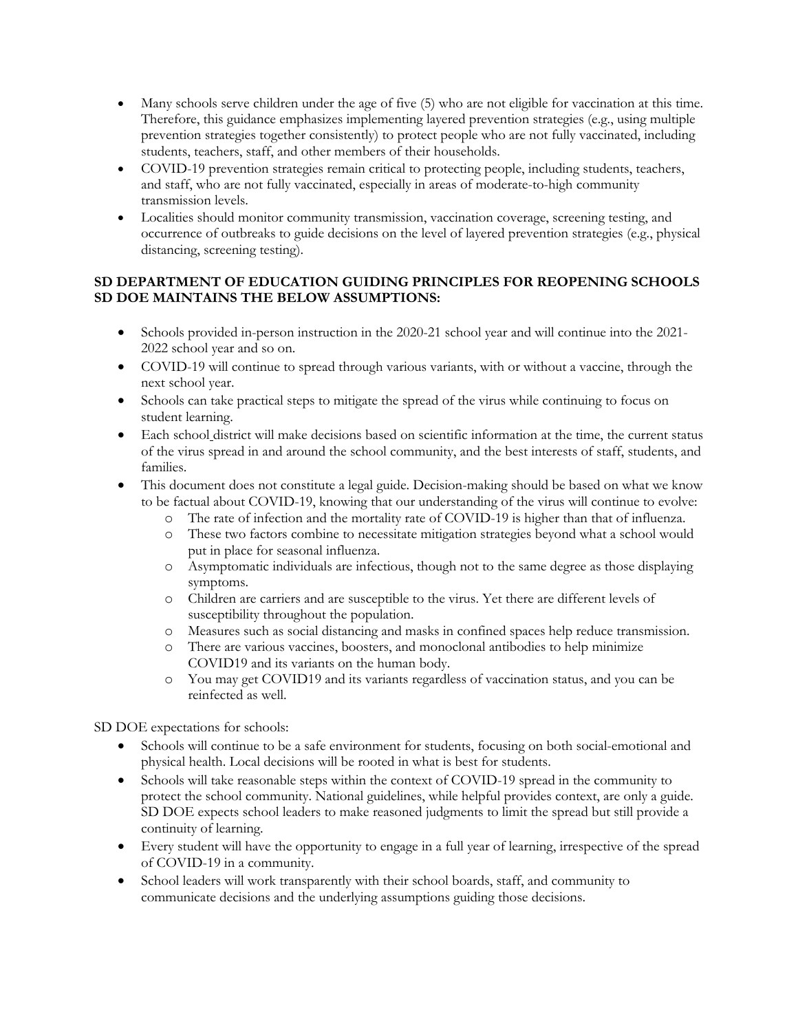- Many schools serve children under the age of five (5) who are not eligible for vaccination at this time. Therefore, this guidance emphasizes implementing layered prevention strategies (e.g., using multiple prevention strategies together consistently) to protect people who are not fully vaccinated, including students, teachers, staff, and other members of their households.
- COVID-19 prevention strategies remain critical to protecting people, including students, teachers, and staff, who are not fully vaccinated, especially in areas of moderate-to-high community transmission levels.
- Localities should monitor community transmission, vaccination coverage, screening testing, and occurrence of outbreaks to guide decisions on the level of layered prevention strategies (e.g., physical distancing, screening testing).

**SD DEPARTMENT OF EDUCATION GUIDING PRINCIPLES FOR REOPENING SCHOOLS SD DOE MAINTAINS THE BELOW ASSUMPTIONS:**

- Schools provided in-person instruction in the 2020-21 school year and will continue into the 2021-2022 school year and so on.
- COVID-19 will continue to spread through various variants, with or without a vaccine, through the next school year.
- Schools can take practical steps to mitigate the spread of the virus while continuing to focus on student learning.
- Each school district will make decisions based on scientific information at the time, the current status of the virus spread in and around the school community, and the best interests of staff, students, and families.
- This document does not constitute a legal guide. Decision-making should be based on what we know to be factual about COVID-19, knowing that our understanding of the virus will continue to evolve:
  - The rate of infection and the mortality rate of COVID-19 is higher than that of influenza.
  - These two factors combine to necessitate mitigation strategies beyond what a school would put in place for seasonal influenza.
  - Asymptomatic individuals are infectious, though not to the same degree as those displaying symptoms.
  - Children are carriers and are susceptible to the virus. Yet there are different levels of susceptibility throughout the population.
  - Measures such as social distancing and masks in confined spaces help reduce transmission.
  - There are various vaccines, boosters, and monoclonal antibodies to help minimize COVID19 and its variants on the human body.
  - You may get COVID19 and its variants regardless of vaccination status, and you can be reinfected as well.

SD DOE expectations for schools:

- Schools will continue to be a safe environment for students, focusing on both social-emotional and physical health. Local decisions will be rooted in what is best for students.
- Schools will take reasonable steps within the context of COVID-19 spread in the community to protect the school community. National guidelines, while helpful provides context, are only a guide. SD DOE expects school leaders to make reasoned judgments to limit the spread but still provide a continuity of learning.
- Every student will have the opportunity to engage in a full year of learning, irrespective of the spread of COVID-19 in a community.
- School leaders will work transparently with their school boards, staff, and community to communicate decisions and the underlying assumptions guiding those decisions.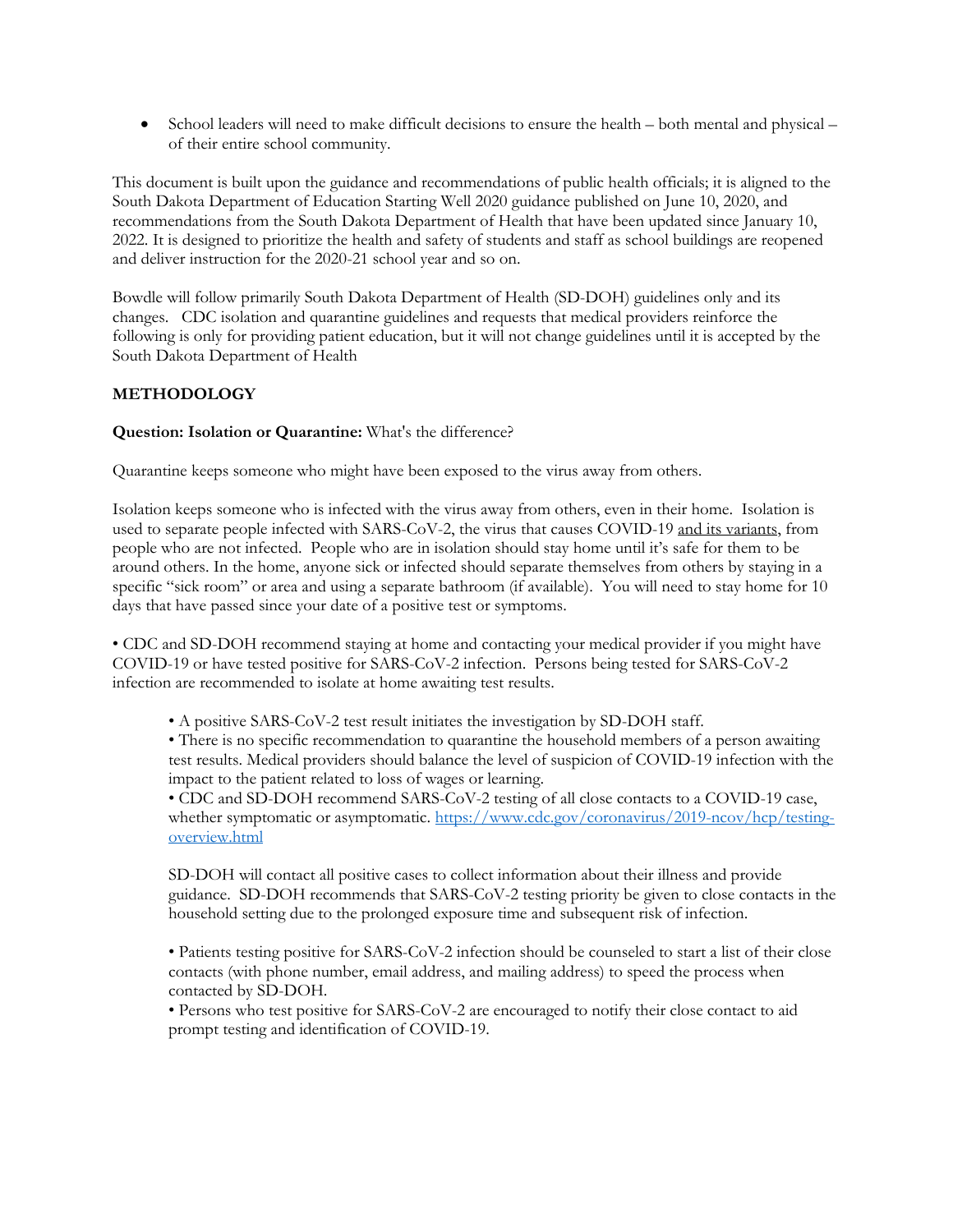- School leaders will need to make difficult decisions to ensure the health – both mental and physical – of their entire school community.

This document is built upon the guidance and recommendations of public health officials; it is aligned to the South Dakota Department of Education Starting Well 2020 guidance published on June 10, 2020, and recommendations from the South Dakota Department of Health that have been updated since January 10, 2022. It is designed to prioritize the health and safety of students and staff as school buildings are reopened and deliver instruction for the 2020-21 school year and so on.

Bowdle will follow primarily South Dakota Department of Health (SD-DOH) guidelines only and its changes. CDC isolation and quarantine guidelines and requests that medical providers reinforce the following is only for providing patient education, but it will not change guidelines until it is accepted by the South Dakota Department of Health

## METHODOLOGY

**Question: Isolation or Quarantine:** What's the difference?

Quarantine keeps someone who might have been exposed to the virus away from others.

Isolation keeps someone who is infected with the virus away from others, even in their home. Isolation is used to separate people infected with SARS-CoV-2, the virus that causes COVID-19 and its variants, from people who are not infected. People who are in isolation should stay home until it's safe for them to be around others. In the home, anyone sick or infected should separate themselves from others by staying in a specific "sick room" or area and using a separate bathroom (if available). You will need to stay home for 10 days that have passed since your date of a positive test or symptoms.

• CDC and SD-DOH recommend staying at home and contacting your medical provider if you might have COVID-19 or have tested positive for SARS-CoV-2 infection. Persons being tested for SARS-CoV-2 infection are recommended to isolate at home awaiting test results.

• A positive SARS-CoV-2 test result initiates the investigation by SD-DOH staff.
• There is no specific recommendation to quarantine the household members of a person awaiting test results. Medical providers should balance the level of suspicion of COVID-19 infection with the impact to the patient related to loss of wages or learning.
• CDC and SD-DOH recommend SARS-CoV-2 testing of all close contacts to a COVID-19 case, whether symptomatic or asymptomatic. https://www.cdc.gov/coronavirus/2019-ncov/hcp/testing-overview.html

SD-DOH will contact all positive cases to collect information about their illness and provide guidance. SD-DOH recommends that SARS-CoV-2 testing priority be given to close contacts in the household setting due to the prolonged exposure time and subsequent risk of infection.

• Patients testing positive for SARS-CoV-2 infection should be counseled to start a list of their close contacts (with phone number, email address, and mailing address) to speed the process when contacted by SD-DOH.
• Persons who test positive for SARS-CoV-2 are encouraged to notify their close contact to aid prompt testing and identification of COVID-19.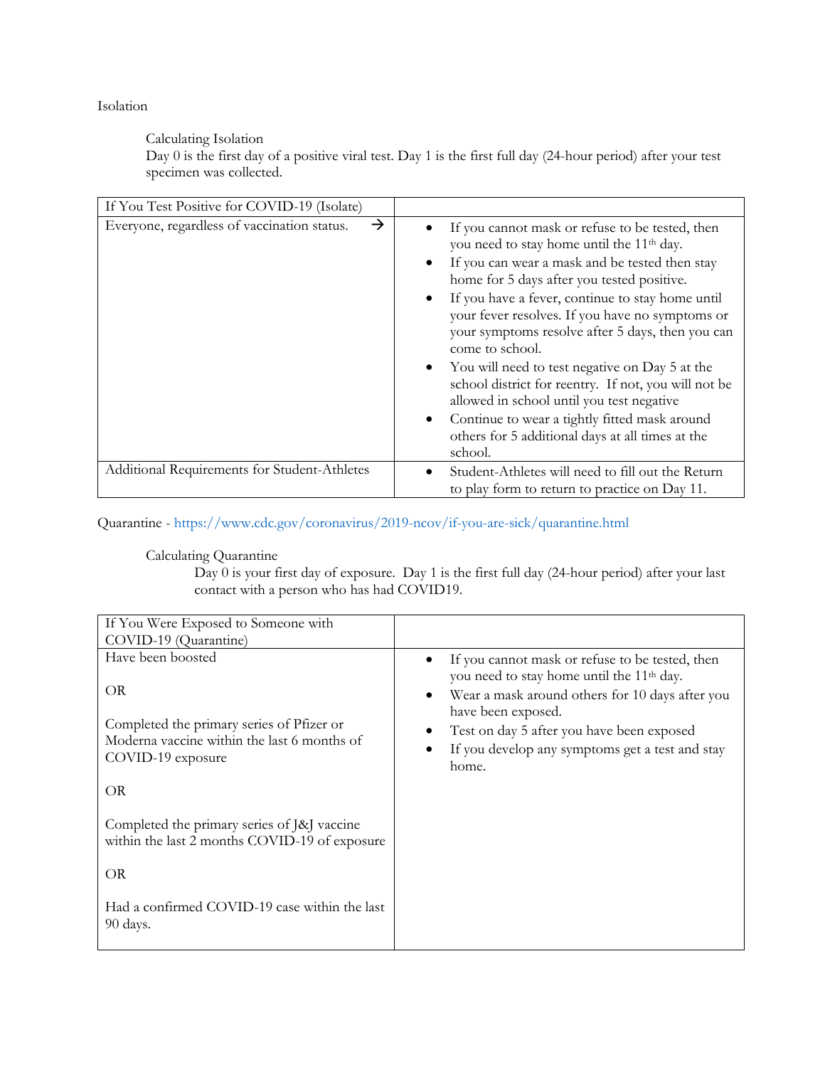Isolation

Calculating Isolation

Day 0 is the first day of a positive viral test. Day 1 is the first full day (24-hour period) after your test specimen was collected.

| If You Test Positive for COVID-19 (Isolate) | |
|---|---|
| Everyone, regardless of vaccination status. → | • If you cannot mask or refuse to be tested, then you need to stay home until the 11th day.<br>• If you can wear a mask and be tested then stay home for 5 days after you tested positive.<br>• If you have a fever, continue to stay home until your fever resolves. If you have no symptoms or your symptoms resolve after 5 days, then you can come to school.<br>• You will need to test negative on Day 5 at the school district for reentry. If not, you will not be allowed in school until you test negative<br>• Continue to wear a tightly fitted mask around others for 5 additional days at all times at the school. |
| Additional Requirements for Student-Athletes | • Student-Athletes will need to fill out the Return to play form to return to practice on Day 11. |

Quarantine - https://www.cdc.gov/coronavirus/2019-ncov/if-you-are-sick/quarantine.html

Calculating Quarantine

Day 0 is your first day of exposure. Day 1 is the first full day (24-hour period) after your last contact with a person who has had COVID19.

| If You Were Exposed to Someone with COVID-19 (Quarantine) | |
|---|---|
| Have been boosted<br><br>OR<br><br>Completed the primary series of Pfizer or Moderna vaccine within the last 6 months of COVID-19 exposure<br><br>OR<br><br>Completed the primary series of J&J vaccine within the last 2 months COVID-19 of exposure<br><br>OR<br><br>Had a confirmed COVID-19 case within the last 90 days. | • If you cannot mask or refuse to be tested, then you need to stay home until the 11th day.<br>• Wear a mask around others for 10 days after you have been exposed.<br>• Test on day 5 after you have been exposed<br>• If you develop any symptoms get a test and stay home. |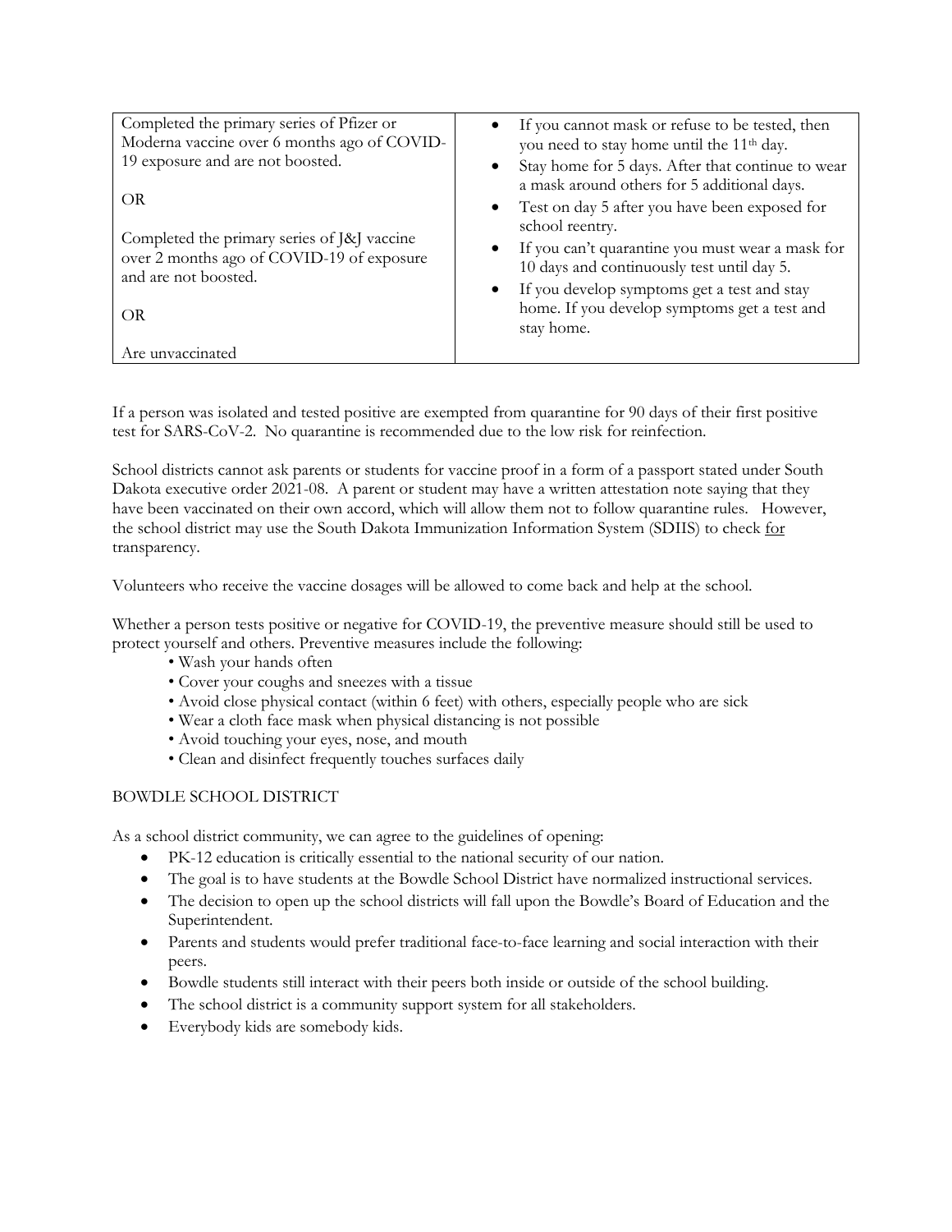| | |
|---|---|
| Completed the primary series of Pfizer or Moderna vaccine over 6 months ago of COVID-19 exposure and are not boosted.<br><br>OR<br><br>Completed the primary series of J&J vaccine over 2 months ago of COVID-19 of exposure and are not boosted.<br><br>OR<br><br>Are unvaccinated | • If you cannot mask or refuse to be tested, then you need to stay home until the 11th day.<br>• Stay home for 5 days. After that continue to wear a mask around others for 5 additional days.<br>• Test on day 5 after you have been exposed for school reentry.<br>• If you can't quarantine you must wear a mask for 10 days and continuously test until day 5.<br>• If you develop symptoms get a test and stay home. If you develop symptoms get a test and stay home. |

If a person was isolated and tested positive are exempted from quarantine for 90 days of their first positive test for SARS-CoV-2. No quarantine is recommended due to the low risk for reinfection.

School districts cannot ask parents or students for vaccine proof in a form of a passport stated under South Dakota executive order 2021-08. A parent or student may have a written attestation note saying that they have been vaccinated on their own accord, which will allow them not to follow quarantine rules. However, the school district may use the South Dakota Immunization Information System (SDIIS) to check for transparency.

Volunteers who receive the vaccine dosages will be allowed to come back and help at the school.

Whether a person tests positive or negative for COVID-19, the preventive measure should still be used to protect yourself and others. Preventive measures include the following:

- Wash your hands often
- Cover your coughs and sneezes with a tissue
- Avoid close physical contact (within 6 feet) with others, especially people who are sick
- Wear a cloth face mask when physical distancing is not possible
- Avoid touching your eyes, nose, and mouth
- Clean and disinfect frequently touches surfaces daily

BOWDLE SCHOOL DISTRICT

As a school district community, we can agree to the guidelines of opening:

- PK-12 education is critically essential to the national security of our nation.
- The goal is to have students at the Bowdle School District have normalized instructional services.
- The decision to open up the school districts will fall upon the Bowdle's Board of Education and the Superintendent.
- Parents and students would prefer traditional face-to-face learning and social interaction with their peers.
- Bowdle students still interact with their peers both inside or outside of the school building.
- The school district is a community support system for all stakeholders.
- Everybody kids are somebody kids.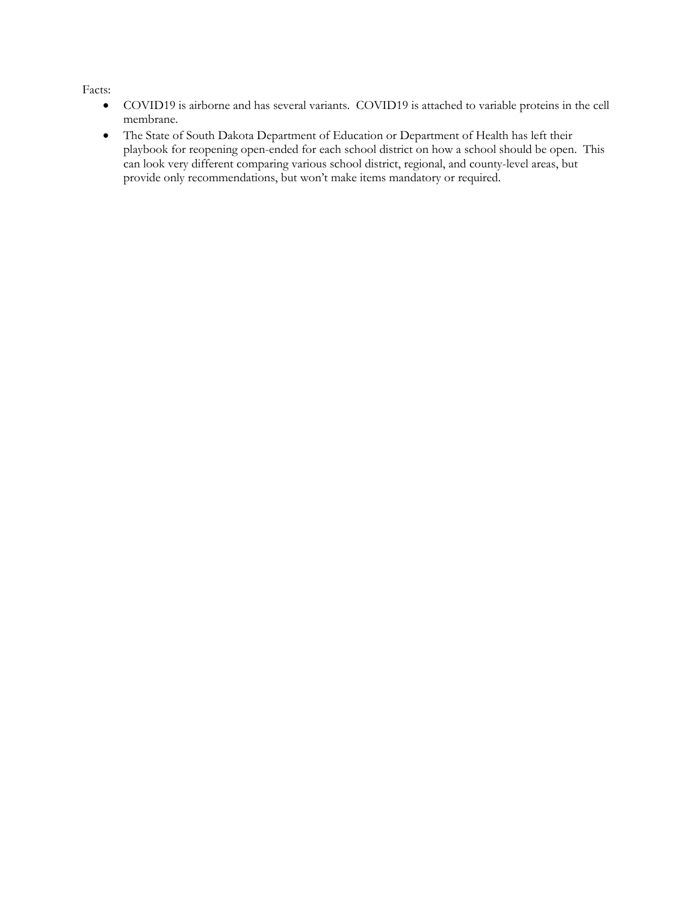Facts:

- COVID19 is airborne and has several variants. COVID19 is attached to variable proteins in the cell membrane.
- The State of South Dakota Department of Education or Department of Health has left their playbook for reopening open-ended for each school district on how a school should be open. This can look very different comparing various school district, regional, and county-level areas, but provide only recommendations, but won't make items mandatory or required.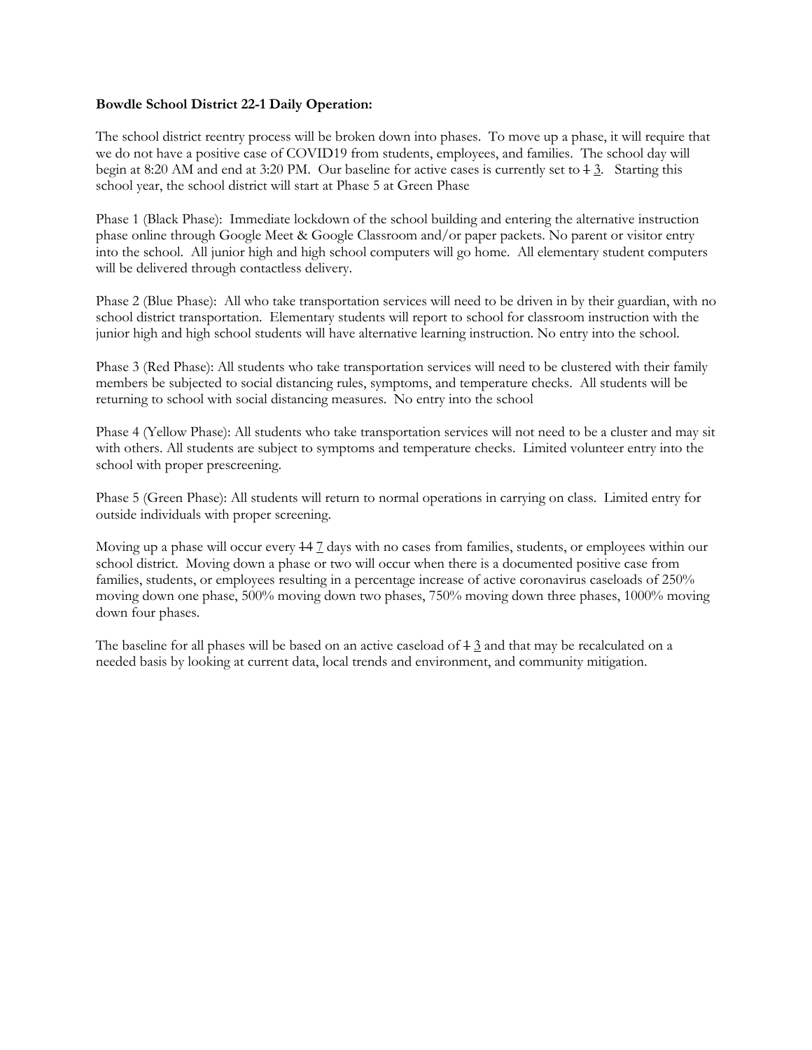**Bowdle School District 22-1 Daily Operation:**

The school district reentry process will be broken down into phases. To move up a phase, it will require that we do not have a positive case of COVID19 from students, employees, and families. The school day will begin at 8:20 AM and end at 3:20 PM. Our baseline for active cases is currently set to ~~1~~ 3. Starting this school year, the school district will start at Phase 5 at Green Phase

Phase 1 (Black Phase): Immediate lockdown of the school building and entering the alternative instruction phase online through Google Meet & Google Classroom and/or paper packets. No parent or visitor entry into the school. All junior high and high school computers will go home. All elementary student computers will be delivered through contactless delivery.

Phase 2 (Blue Phase): All who take transportation services will need to be driven in by their guardian, with no school district transportation. Elementary students will report to school for classroom instruction with the junior high and high school students will have alternative learning instruction. No entry into the school.

Phase 3 (Red Phase): All students who take transportation services will need to be clustered with their family members be subjected to social distancing rules, symptoms, and temperature checks. All students will be returning to school with social distancing measures. No entry into the school

Phase 4 (Yellow Phase): All students who take transportation services will not need to be a cluster and may sit with others. All students are subject to symptoms and temperature checks. Limited volunteer entry into the school with proper prescreening.

Phase 5 (Green Phase): All students will return to normal operations in carrying on class. Limited entry for outside individuals with proper screening.

Moving up a phase will occur every ~~14~~ 7 days with no cases from families, students, or employees within our school district. Moving down a phase or two will occur when there is a documented positive case from families, students, or employees resulting in a percentage increase of active coronavirus caseloads of 250% moving down one phase, 500% moving down two phases, 750% moving down three phases, 1000% moving down four phases.

The baseline for all phases will be based on an active caseload of ~~1~~ 3 and that may be recalculated on a needed basis by looking at current data, local trends and environment, and community mitigation.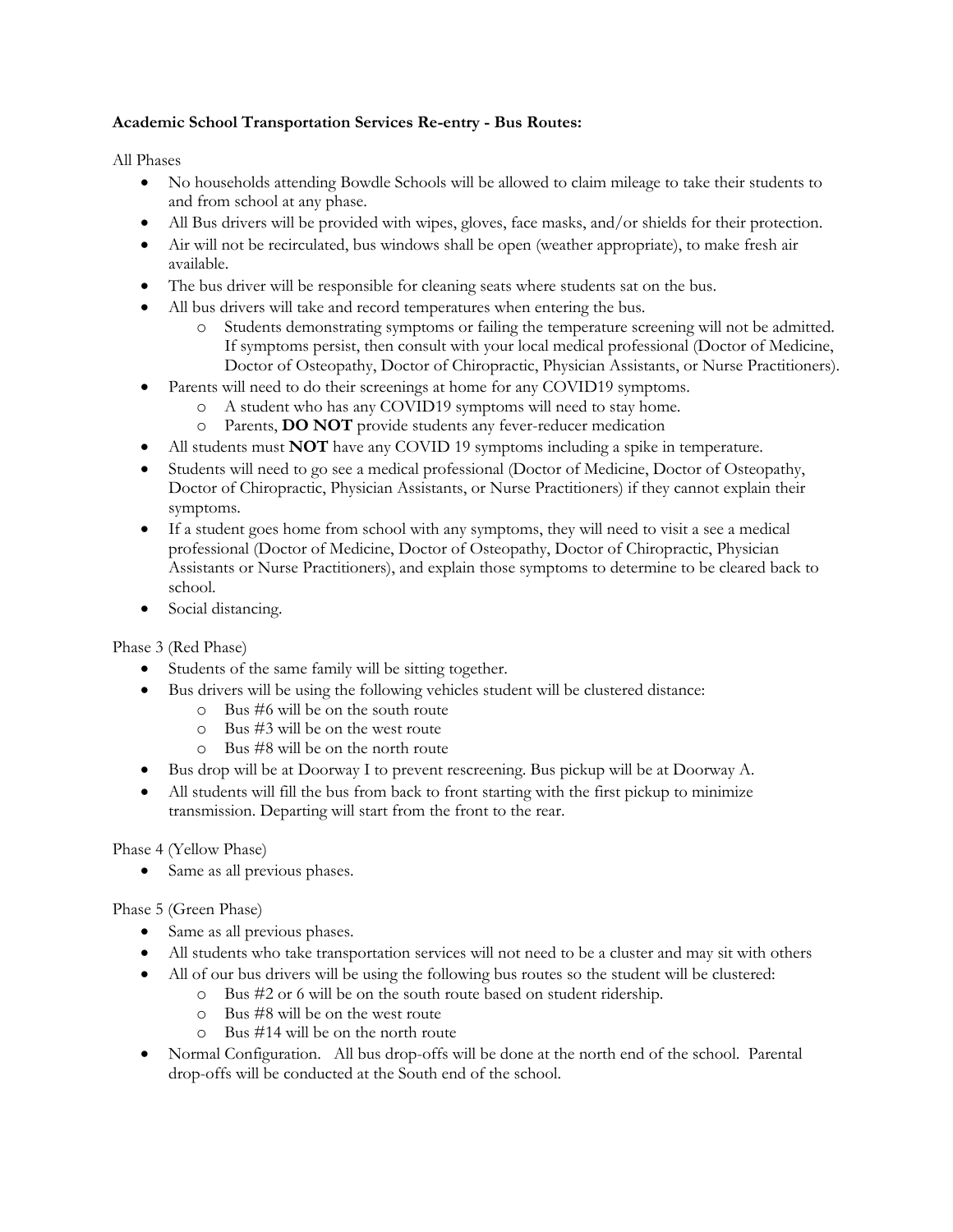**Academic School Transportation Services Re-entry - Bus Routes:**

All Phases

- No households attending Bowdle Schools will be allowed to claim mileage to take their students to and from school at any phase.
- All Bus drivers will be provided with wipes, gloves, face masks, and/or shields for their protection.
- Air will not be recirculated, bus windows shall be open (weather appropriate), to make fresh air available.
- The bus driver will be responsible for cleaning seats where students sat on the bus.
- All bus drivers will take and record temperatures when entering the bus.
  - Students demonstrating symptoms or failing the temperature screening will not be admitted. If symptoms persist, then consult with your local medical professional (Doctor of Medicine, Doctor of Osteopathy, Doctor of Chiropractic, Physician Assistants, or Nurse Practitioners).
- Parents will need to do their screenings at home for any COVID19 symptoms.
  - A student who has any COVID19 symptoms will need to stay home.
  - Parents, **DO NOT** provide students any fever-reducer medication
- All students must **NOT** have any COVID 19 symptoms including a spike in temperature.
- Students will need to go see a medical professional (Doctor of Medicine, Doctor of Osteopathy, Doctor of Chiropractic, Physician Assistants, or Nurse Practitioners) if they cannot explain their symptoms.
- If a student goes home from school with any symptoms, they will need to visit a see a medical professional (Doctor of Medicine, Doctor of Osteopathy, Doctor of Chiropractic, Physician Assistants or Nurse Practitioners), and explain those symptoms to determine to be cleared back to school.
- Social distancing.

Phase 3 (Red Phase)

- Students of the same family will be sitting together.
- Bus drivers will be using the following vehicles student will be clustered distance:
  - Bus #6 will be on the south route
  - Bus #3 will be on the west route
  - Bus #8 will be on the north route
- Bus drop will be at Doorway I to prevent rescreening. Bus pickup will be at Doorway A.
- All students will fill the bus from back to front starting with the first pickup to minimize transmission. Departing will start from the front to the rear.

Phase 4 (Yellow Phase)

- Same as all previous phases.

Phase 5 (Green Phase)

- Same as all previous phases.
- All students who take transportation services will not need to be a cluster and may sit with others
- All of our bus drivers will be using the following bus routes so the student will be clustered:
  - Bus #2 or 6 will be on the south route based on student ridership.
  - Bus #8 will be on the west route
  - Bus #14 will be on the north route
- Normal Configuration. All bus drop-offs will be done at the north end of the school. Parental drop-offs will be conducted at the South end of the school.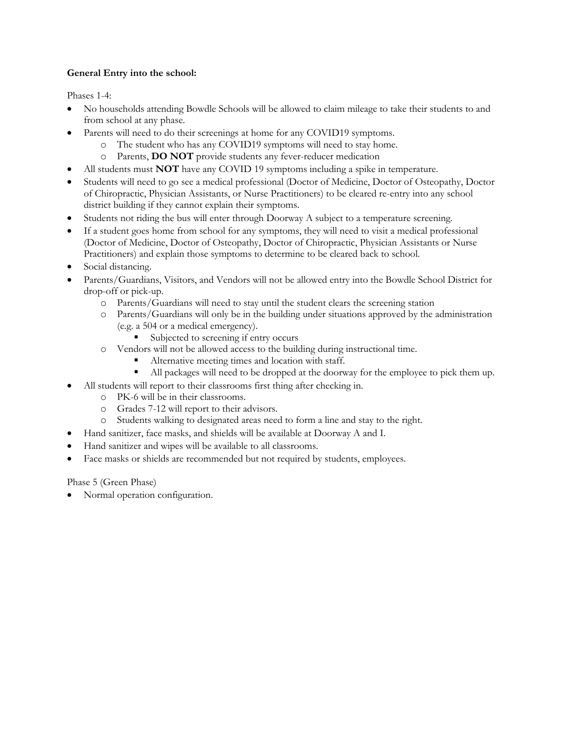**General Entry into the school:**

Phases 1-4:

- No households attending Bowdle Schools will be allowed to claim mileage to take their students to and from school at any phase.
- Parents will need to do their screenings at home for any COVID19 symptoms.
  - The student who has any COVID19 symptoms will need to stay home.
  - Parents, **DO NOT** provide students any fever-reducer medication
- All students must **NOT** have any COVID 19 symptoms including a spike in temperature.
- Students will need to go see a medical professional (Doctor of Medicine, Doctor of Osteopathy, Doctor of Chiropractic, Physician Assistants, or Nurse Practitioners) to be cleared re-entry into any school district building if they cannot explain their symptoms.
- Students not riding the bus will enter through Doorway A subject to a temperature screening.
- If a student goes home from school for any symptoms, they will need to visit a medical professional (Doctor of Medicine, Doctor of Osteopathy, Doctor of Chiropractic, Physician Assistants or Nurse Practitioners) and explain those symptoms to determine to be cleared back to school.
- Social distancing.
- Parents/Guardians, Visitors, and Vendors will not be allowed entry into the Bowdle School District for drop-off or pick-up.
  - Parents/Guardians will need to stay until the student clears the screening station
  - Parents/Guardians will only be in the building under situations approved by the administration (e.g. a 504 or a medical emergency).
    - Subjected to screening if entry occurs
  - Vendors will not be allowed access to the building during instructional time.
    - Alternative meeting times and location with staff.
    - All packages will need to be dropped at the doorway for the employee to pick them up.
- All students will report to their classrooms first thing after checking in.
  - PK-6 will be in their classrooms.
  - Grades 7-12 will report to their advisors.
  - Students walking to designated areas need to form a line and stay to the right.
- Hand sanitizer, face masks, and shields will be available at Doorway A and I.
- Hand sanitizer and wipes will be available to all classrooms.
- Face masks or shields are recommended but not required by students, employees.

Phase 5 (Green Phase)

- Normal operation configuration.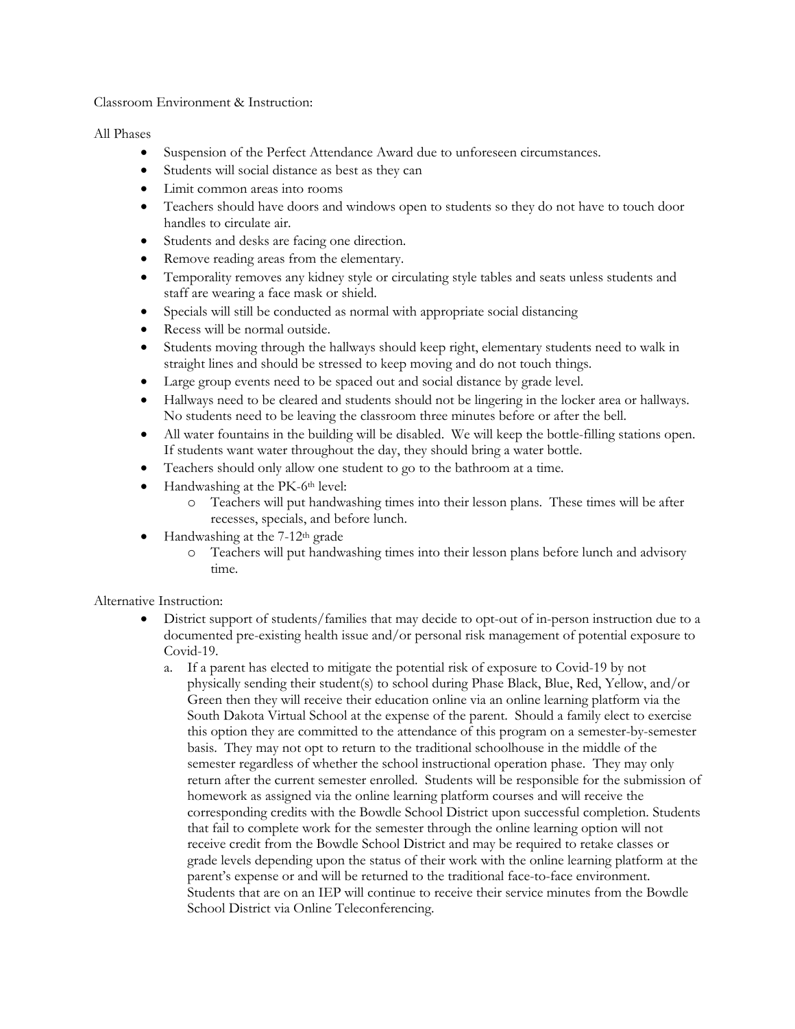Classroom Environment & Instruction:

All Phases

- Suspension of the Perfect Attendance Award due to unforeseen circumstances.
- Students will social distance as best as they can
- Limit common areas into rooms
- Teachers should have doors and windows open to students so they do not have to touch door handles to circulate air.
- Students and desks are facing one direction.
- Remove reading areas from the elementary.
- Temporality removes any kidney style or circulating style tables and seats unless students and staff are wearing a face mask or shield.
- Specials will still be conducted as normal with appropriate social distancing
- Recess will be normal outside.
- Students moving through the hallways should keep right, elementary students need to walk in straight lines and should be stressed to keep moving and do not touch things.
- Large group events need to be spaced out and social distance by grade level.
- Hallways need to be cleared and students should not be lingering in the locker area or hallways. No students need to be leaving the classroom three minutes before or after the bell.
- All water fountains in the building will be disabled. We will keep the bottle-filling stations open. If students want water throughout the day, they should bring a water bottle.
- Teachers should only allow one student to go to the bathroom at a time.
- Handwashing at the PK-6th level:
  - Teachers will put handwashing times into their lesson plans. These times will be after recesses, specials, and before lunch.
- Handwashing at the 7-12th grade
  - Teachers will put handwashing times into their lesson plans before lunch and advisory time.

Alternative Instruction:

- District support of students/families that may decide to opt-out of in-person instruction due to a documented pre-existing health issue and/or personal risk management of potential exposure to Covid-19.
  a. If a parent has elected to mitigate the potential risk of exposure to Covid-19 by not physically sending their student(s) to school during Phase Black, Blue, Red, Yellow, and/or Green then they will receive their education online via an online learning platform via the South Dakota Virtual School at the expense of the parent. Should a family elect to exercise this option they are committed to the attendance of this program on a semester-by-semester basis. They may not opt to return to the traditional schoolhouse in the middle of the semester regardless of whether the school instructional operation phase. They may only return after the current semester enrolled. Students will be responsible for the submission of homework as assigned via the online learning platform courses and will receive the corresponding credits with the Bowdle School District upon successful completion. Students that fail to complete work for the semester through the online learning option will not receive credit from the Bowdle School District and may be required to retake classes or grade levels depending upon the status of their work with the online learning platform at the parent's expense or and will be returned to the traditional face-to-face environment. Students that are on an IEP will continue to receive their service minutes from the Bowdle School District via Online Teleconferencing.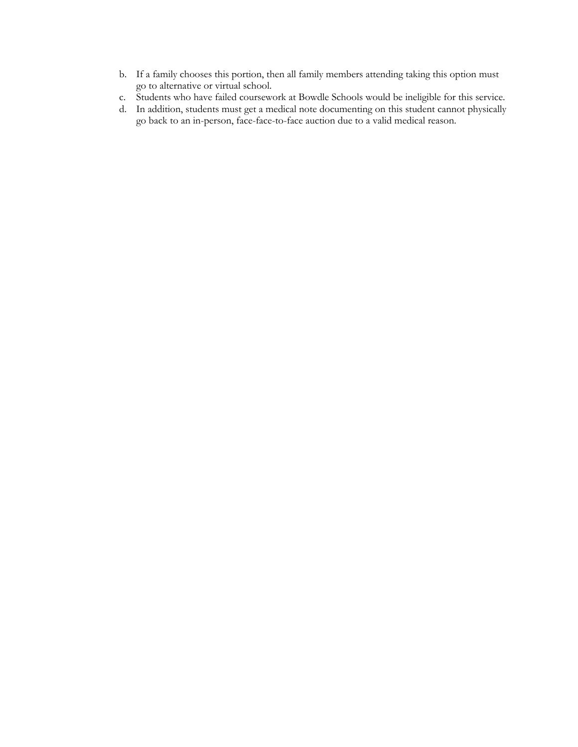b. If a family chooses this portion, then all family members attending taking this option must go to alternative or virtual school.
c. Students who have failed coursework at Bowdle Schools would be ineligible for this service.
d. In addition, students must get a medical note documenting on this student cannot physically go back to an in-person, face-face-to-face auction due to a valid medical reason.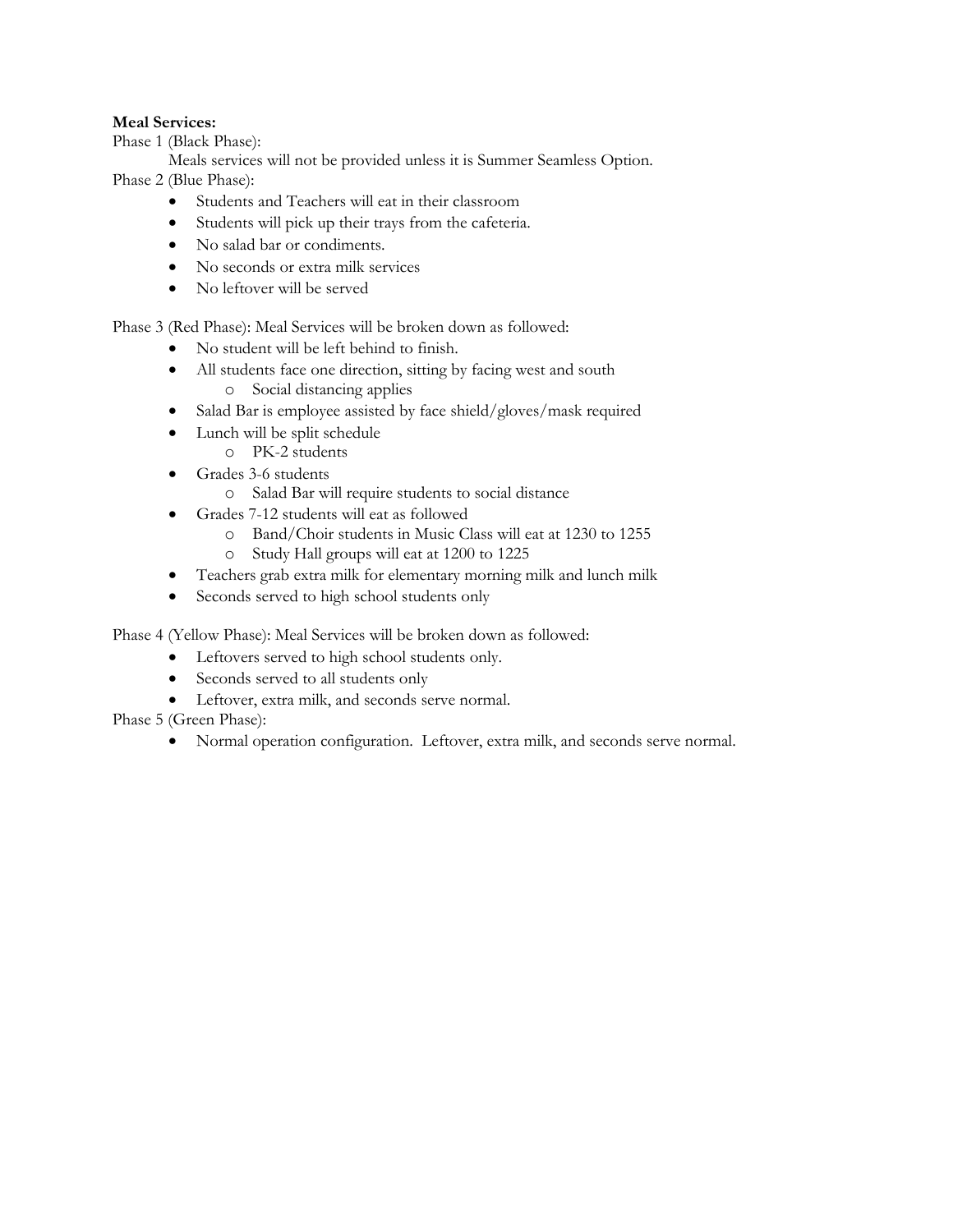**Meal Services:**

Phase 1 (Black Phase):

Meals services will not be provided unless it is Summer Seamless Option.

Phase 2 (Blue Phase):

- Students and Teachers will eat in their classroom
- Students will pick up their trays from the cafeteria.
- No salad bar or condiments.
- No seconds or extra milk services
- No leftover will be served

Phase 3 (Red Phase): Meal Services will be broken down as followed:

- No student will be left behind to finish.
- All students face one direction, sitting by facing west and south
  - Social distancing applies
- Salad Bar is employee assisted by face shield/gloves/mask required
- Lunch will be split schedule
  - PK-2 students
- Grades 3-6 students
  - Salad Bar will require students to social distance
- Grades 7-12 students will eat as followed
  - Band/Choir students in Music Class will eat at 1230 to 1255
  - Study Hall groups will eat at 1200 to 1225
- Teachers grab extra milk for elementary morning milk and lunch milk
- Seconds served to high school students only

Phase 4 (Yellow Phase): Meal Services will be broken down as followed:

- Leftovers served to high school students only.
- Seconds served to all students only
- Leftover, extra milk, and seconds serve normal.

Phase 5 (Green Phase):

- Normal operation configuration. Leftover, extra milk, and seconds serve normal.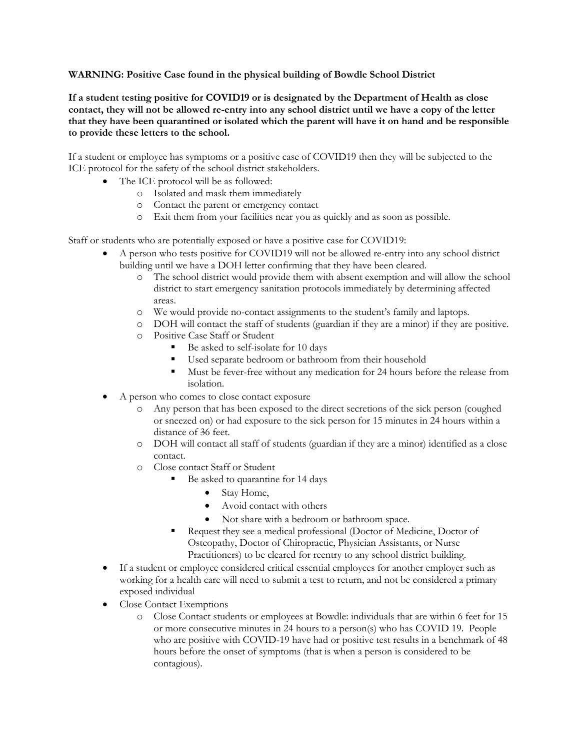**WARNING: Positive Case found in the physical building of Bowdle School District**

**If a student testing positive for COVID19 or is designated by the Department of Health as close contact, they will not be allowed re-entry into any school district until we have a copy of the letter that they have been quarantined or isolated which the parent will have it on hand and be responsible to provide these letters to the school.**

If a student or employee has symptoms or a positive case of COVID19 then they will be subjected to the ICE protocol for the safety of the school district stakeholders.

- The ICE protocol will be as followed:
  - Isolated and mask them immediately
  - Contact the parent or emergency contact
  - Exit them from your facilities near you as quickly and as soon as possible.

Staff or students who are potentially exposed or have a positive case for COVID19:

- A person who tests positive for COVID19 will not be allowed re-entry into any school district building until we have a DOH letter confirming that they have been cleared.
  - The school district would provide them with absent exemption and will allow the school district to start emergency sanitation protocols immediately by determining affected areas.
  - We would provide no-contact assignments to the student's family and laptops.
  - DOH will contact the staff of students (guardian if they are a minor) if they are positive.
  - Positive Case Staff or Student
    - Be asked to self-isolate for 10 days
    - Used separate bedroom or bathroom from their household
    - Must be fever-free without any medication for 24 hours before the release from isolation.
- A person who comes to close contact exposure
  - Any person that has been exposed to the direct secretions of the sick person (coughed or sneezed on) or had exposure to the sick person for 15 minutes in 24 hours within a distance of ~~3~~6 feet.
  - DOH will contact all staff of students (guardian if they are a minor) identified as a close contact.
  - Close contact Staff or Student
    - Be asked to quarantine for 14 days
      - Stay Home,
      - Avoid contact with others
      - Not share with a bedroom or bathroom space.
    - Request they see a medical professional (Doctor of Medicine, Doctor of Osteopathy, Doctor of Chiropractic, Physician Assistants, or Nurse Practitioners) to be cleared for reentry to any school district building.
- If a student or employee considered critical essential employees for another employer such as working for a health care will need to submit a test to return, and not be considered a primary exposed individual
- Close Contact Exemptions
  - Close Contact students or employees at Bowdle: individuals that are within 6 feet for 15 or more consecutive minutes in 24 hours to a person(s) who has COVID 19. People who are positive with COVID-19 have had or positive test results in a benchmark of 48 hours before the onset of symptoms (that is when a person is considered to be contagious).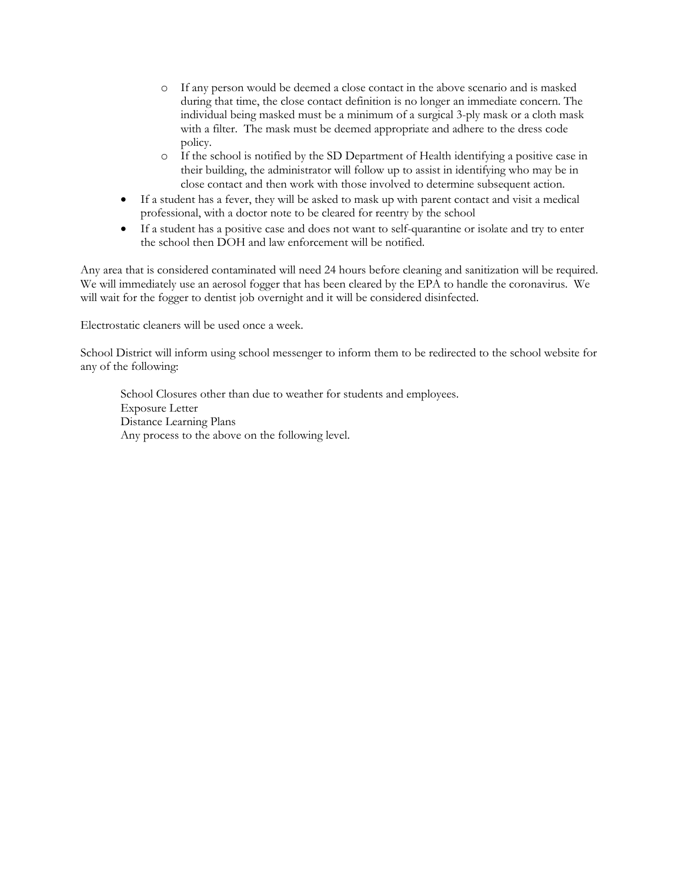- If any person would be deemed a close contact in the above scenario and is masked during that time, the close contact definition is no longer an immediate concern. The individual being masked must be a minimum of a surgical 3-ply mask or a cloth mask with a filter. The mask must be deemed appropriate and adhere to the dress code policy.
   - If the school is notified by the SD Department of Health identifying a positive case in their building, the administrator will follow up to assist in identifying who may be in close contact and then work with those involved to determine subsequent action.
- If a student has a fever, they will be asked to mask up with parent contact and visit a medical professional, with a doctor note to be cleared for reentry by the school
- If a student has a positive case and does not want to self-quarantine or isolate and try to enter the school then DOH and law enforcement will be notified.

Any area that is considered contaminated will need 24 hours before cleaning and sanitization will be required. We will immediately use an aerosol fogger that has been cleared by the EPA to handle the coronavirus. We will wait for the fogger to dentist job overnight and it will be considered disinfected.

Electrostatic cleaners will be used once a week.

School District will inform using school messenger to inform them to be redirected to the school website for any of the following:

School Closures other than due to weather for students and employees.
Exposure Letter
Distance Learning Plans
Any process to the above on the following level.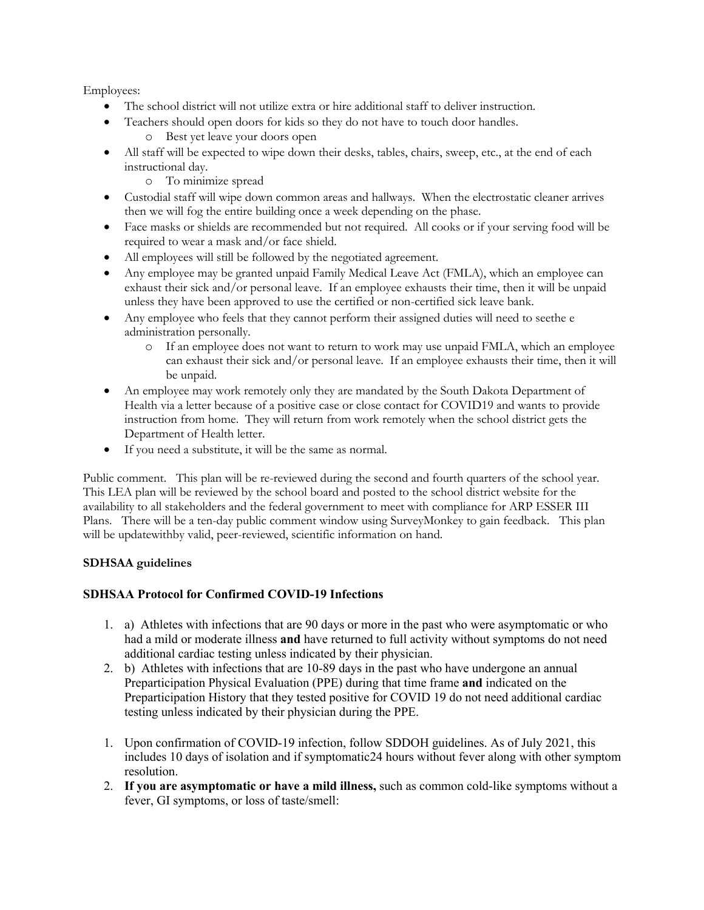Employees:

- The school district will not utilize extra or hire additional staff to deliver instruction.
- Teachers should open doors for kids so they do not have to touch door handles.
    - Best yet leave your doors open
- All staff will be expected to wipe down their desks, tables, chairs, sweep, etc., at the end of each instructional day.
    - To minimize spread
- Custodial staff will wipe down common areas and hallways. When the electrostatic cleaner arrives then we will fog the entire building once a week depending on the phase.
- Face masks or shields are recommended but not required. All cooks or if your serving food will be required to wear a mask and/or face shield.
- All employees will still be followed by the negotiated agreement.
- Any employee may be granted unpaid Family Medical Leave Act (FMLA), which an employee can exhaust their sick and/or personal leave. If an employee exhausts their time, then it will be unpaid unless they have been approved to use the certified or non-certified sick leave bank.
- Any employee who feels that they cannot perform their assigned duties will need to seethe e administration personally.
    - If an employee does not want to return to work may use unpaid FMLA, which an employee can exhaust their sick and/or personal leave. If an employee exhausts their time, then it will be unpaid.
- An employee may work remotely only they are mandated by the South Dakota Department of Health via a letter because of a positive case or close contact for COVID19 and wants to provide instruction from home. They will return from work remotely when the school district gets the Department of Health letter.
- If you need a substitute, it will be the same as normal.

Public comment. This plan will be re-reviewed during the second and fourth quarters of the school year. This LEA plan will be reviewed by the school board and posted to the school district website for the availability to all stakeholders and the federal government to meet with compliance for ARP ESSER III Plans. There will be a ten-day public comment window using SurveyMonkey to gain feedback. This plan will be updatewithby valid, peer-reviewed, scientific information on hand.

**SDHSAA guidelines**

**SDHSAA Protocol for Confirmed COVID-19 Infections**

1. a) Athletes with infections that are 90 days or more in the past who were asymptomatic or who had a mild or moderate illness **and** have returned to full activity without symptoms do not need additional cardiac testing unless indicated by their physician.
2. b) Athletes with infections that are 10-89 days in the past who have undergone an annual Preparticipation Physical Evaluation (PPE) during that time frame **and** indicated on the Preparticipation History that they tested positive for COVID 19 do not need additional cardiac testing unless indicated by their physician during the PPE.

1. Upon confirmation of COVID-19 infection, follow SDDOH guidelines. As of July 2021, this includes 10 days of isolation and if symptomatic24 hours without fever along with other symptom resolution.
2. **If you are asymptomatic or have a mild illness,** such as common cold-like symptoms without a fever, GI symptoms, or loss of taste/smell: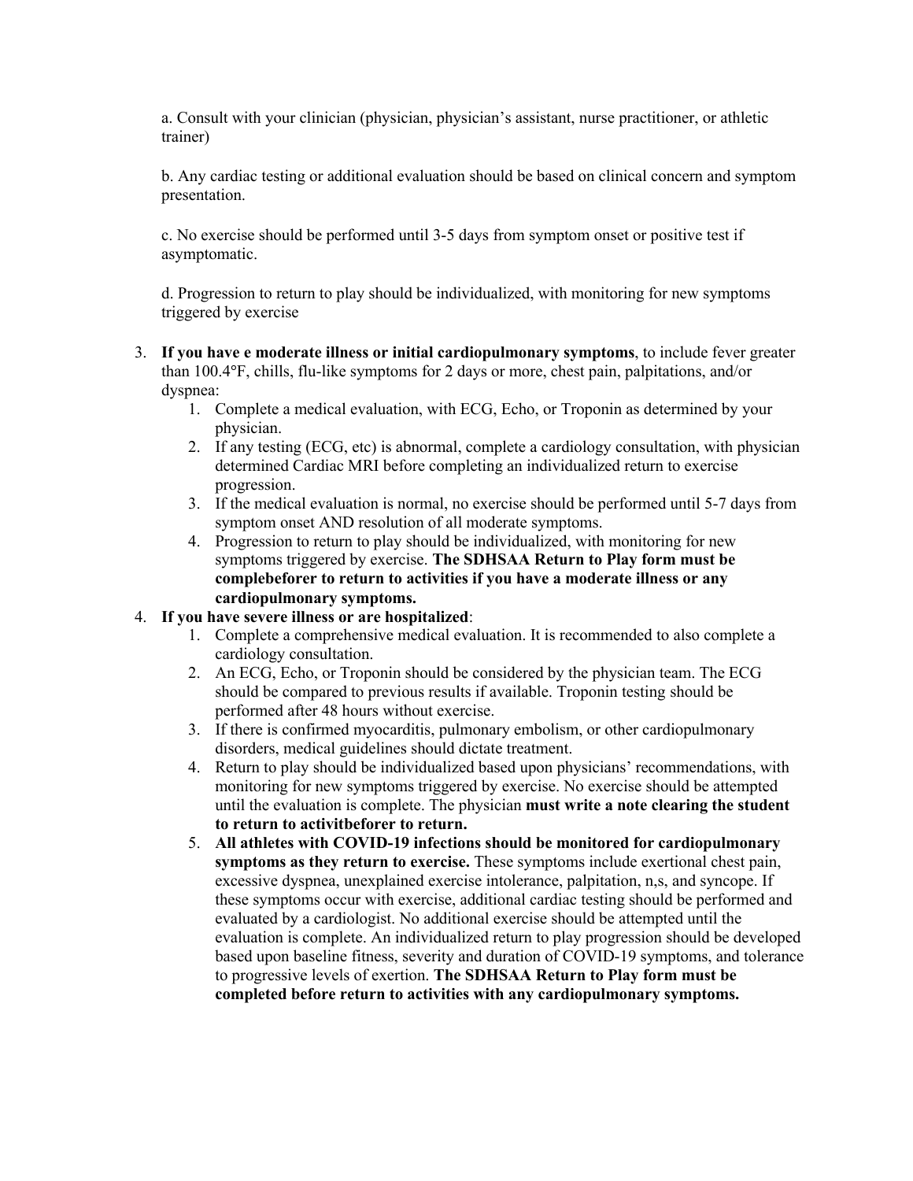a. Consult with your clinician (physician, physician's assistant, nurse practitioner, or athletic trainer)

b. Any cardiac testing or additional evaluation should be based on clinical concern and symptom presentation.

c. No exercise should be performed until 3-5 days from symptom onset or positive test if asymptomatic.

d. Progression to return to play should be individualized, with monitoring for new symptoms triggered by exercise

3. **If you have e moderate illness or initial cardiopulmonary symptoms**, to include fever greater than 100.4°F, chills, flu-like symptoms for 2 days or more, chest pain, palpitations, and/or dyspnea:
    1. Complete a medical evaluation, with ECG, Echo, or Troponin as determined by your physician.
    2. If any testing (ECG, etc) is abnormal, complete a cardiology consultation, with physician determined Cardiac MRI before completing an individualized return to exercise progression.
    3. If the medical evaluation is normal, no exercise should be performed until 5-7 days from symptom onset AND resolution of all moderate symptoms.
    4. Progression to return to play should be individualized, with monitoring for new symptoms triggered by exercise. **The SDHSAA Return to Play form must be complebeforer to return to activities if you have a moderate illness or any cardiopulmonary symptoms.**
4. **If you have severe illness or are hospitalized**:
    1. Complete a comprehensive medical evaluation. It is recommended to also complete a cardiology consultation.
    2. An ECG, Echo, or Troponin should be considered by the physician team. The ECG should be compared to previous results if available. Troponin testing should be performed after 48 hours without exercise.
    3. If there is confirmed myocarditis, pulmonary embolism, or other cardiopulmonary disorders, medical guidelines should dictate treatment.
    4. Return to play should be individualized based upon physicians' recommendations, with monitoring for new symptoms triggered by exercise. No exercise should be attempted until the evaluation is complete. The physician **must write a note clearing the student to return to activitbeforer to return.**
    5. **All athletes with COVID-19 infections should be monitored for cardiopulmonary symptoms as they return to exercise.** These symptoms include exertional chest pain, excessive dyspnea, unexplained exercise intolerance, palpitation, n,s, and syncope. If these symptoms occur with exercise, additional cardiac testing should be performed and evaluated by a cardiologist. No additional exercise should be attempted until the evaluation is complete. An individualized return to play progression should be developed based upon baseline fitness, severity and duration of COVID-19 symptoms, and tolerance to progressive levels of exertion. **The SDHSAA Return to Play form must be completed before return to activities with any cardiopulmonary symptoms.**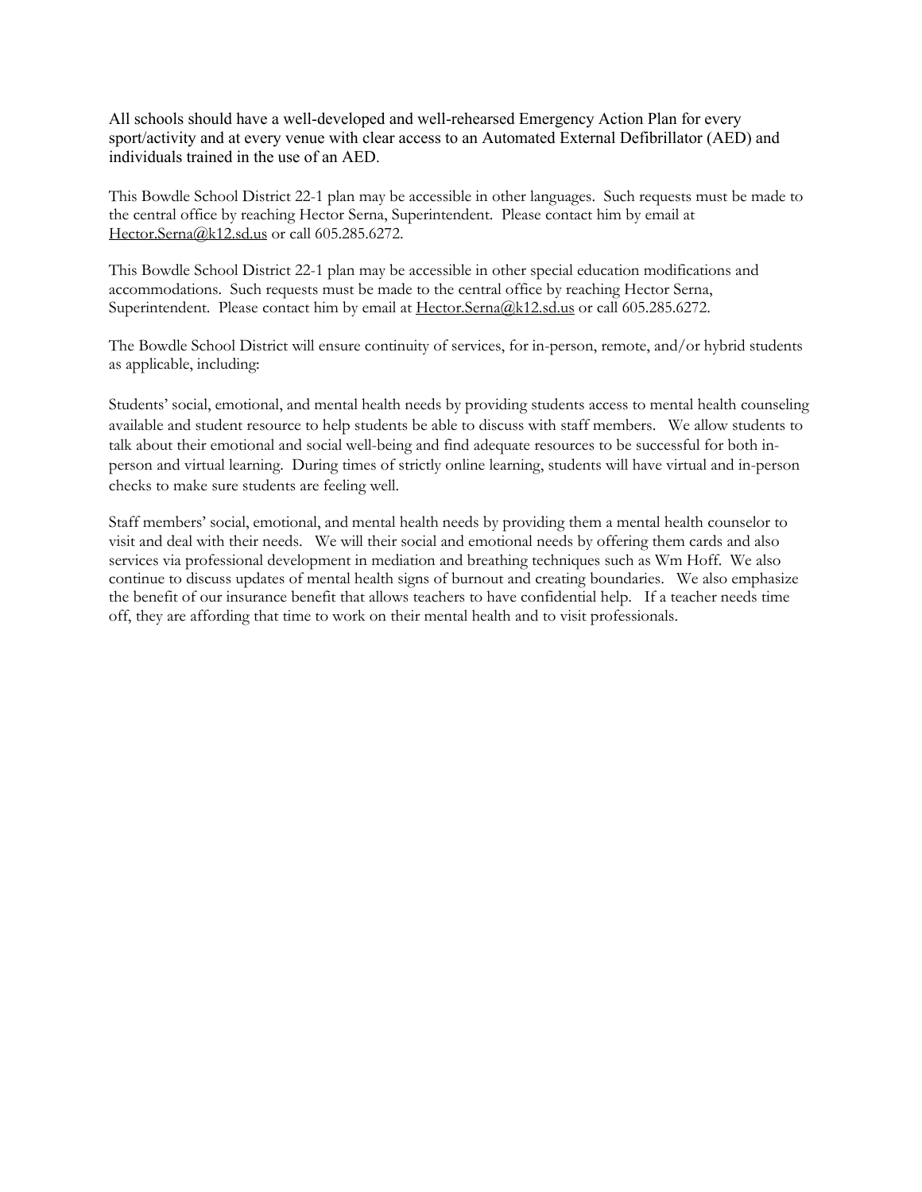All schools should have a well-developed and well-rehearsed Emergency Action Plan for every sport/activity and at every venue with clear access to an Automated External Defibrillator (AED) and individuals trained in the use of an AED.

This Bowdle School District 22-1 plan may be accessible in other languages. Such requests must be made to the central office by reaching Hector Serna, Superintendent. Please contact him by email at Hector.Serna@k12.sd.us or call 605.285.6272.

This Bowdle School District 22-1 plan may be accessible in other special education modifications and accommodations. Such requests must be made to the central office by reaching Hector Serna, Superintendent. Please contact him by email at Hector.Serna@k12.sd.us or call 605.285.6272.

The Bowdle School District will ensure continuity of services, for in-person, remote, and/or hybrid students as applicable, including:

Students' social, emotional, and mental health needs by providing students access to mental health counseling available and student resource to help students be able to discuss with staff members. We allow students to talk about their emotional and social well-being and find adequate resources to be successful for both in-person and virtual learning. During times of strictly online learning, students will have virtual and in-person checks to make sure students are feeling well.

Staff members' social, emotional, and mental health needs by providing them a mental health counselor to visit and deal with their needs. We will their social and emotional needs by offering them cards and also services via professional development in mediation and breathing techniques such as Wm Hoff. We also continue to discuss updates of mental health signs of burnout and creating boundaries. We also emphasize the benefit of our insurance benefit that allows teachers to have confidential help. If a teacher needs time off, they are affording that time to work on their mental health and to visit professionals.